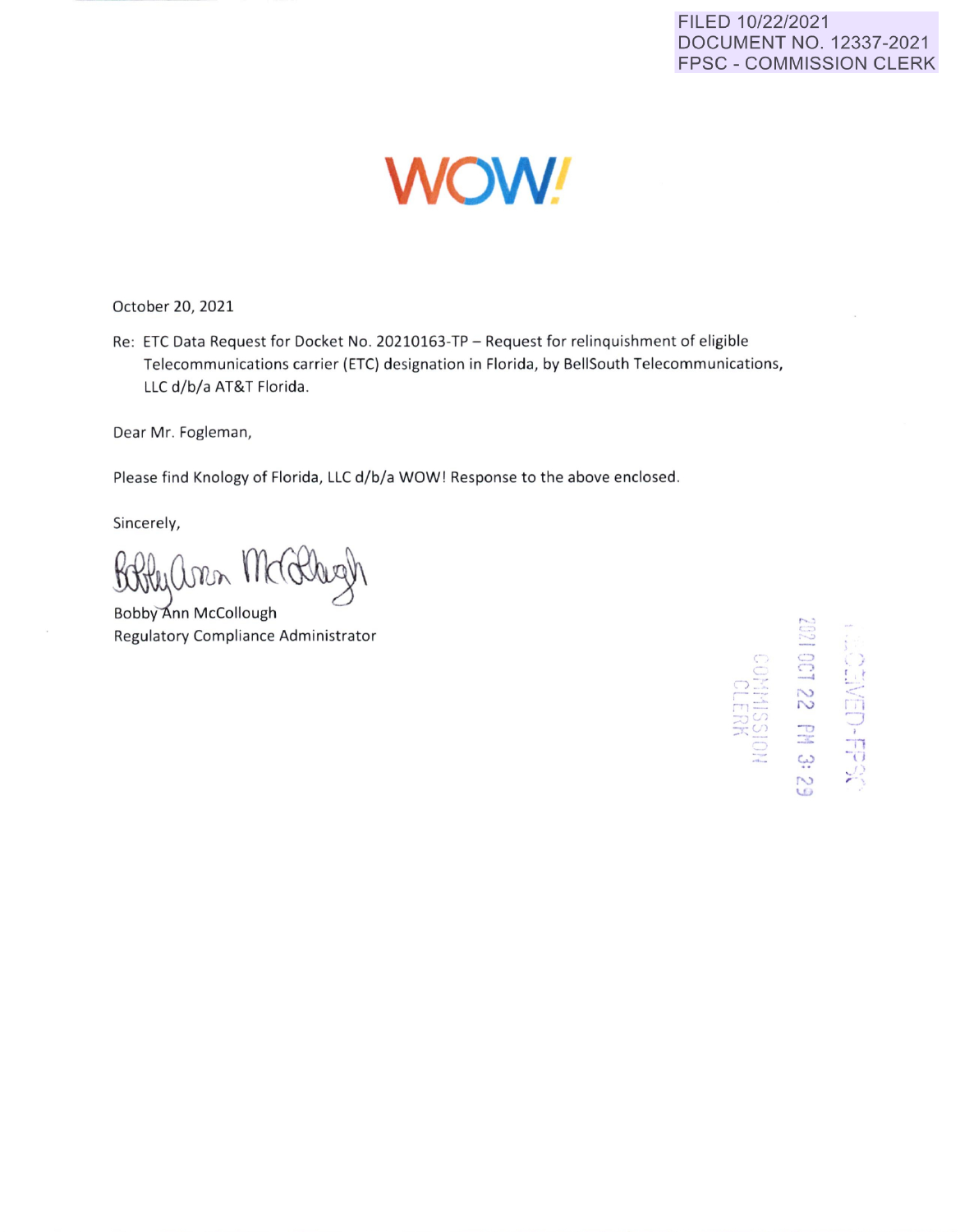FILED 10/22/2021
DOCUMENT NO. 12337-2021
FPSC - COMMISSION CLERK

WOW!

October 20, 2021

Re: ETC Data Request for Docket No. 20210163-TP – Request for relinquishment of eligible Telecommunications carrier (ETC) designation in Florida, by BellSouth Telecommunications, LLC d/b/a AT&T Florida.

Dear Mr. Fogleman,

Please find Knology of Florida, LLC d/b/a WOW! Response to the above enclosed.

Sincerely,

Bobby Ann McCollough
Regulatory Compliance Administrator

RECEIVED-FPSC
2021 OCT 22 PM 3:29
COMMISSION CLERK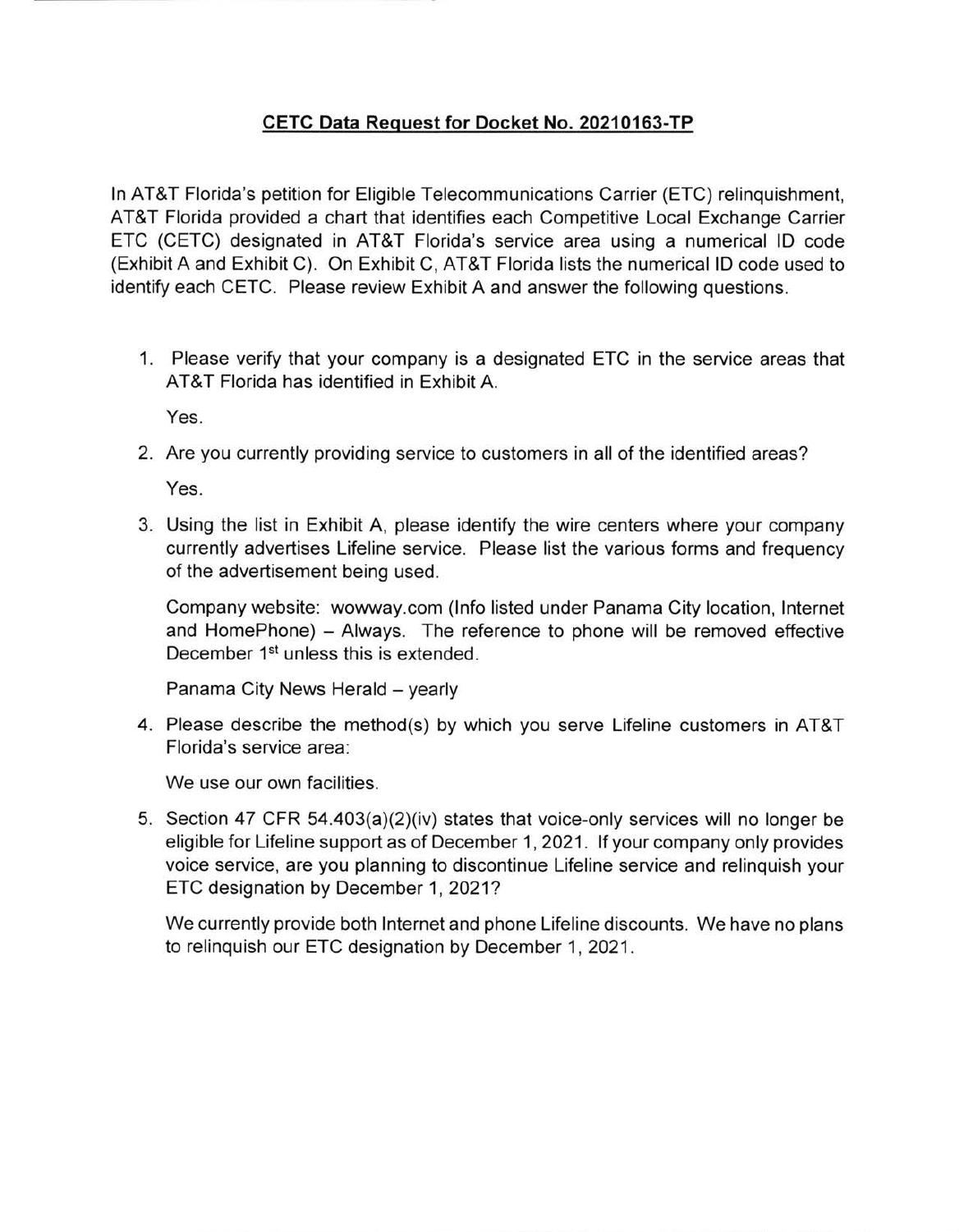**CETC Data Request for Docket No. 20210163-TP**

In AT&T Florida's petition for Eligible Telecommunications Carrier (ETC) relinquishment, AT&T Florida provided a chart that identifies each Competitive Local Exchange Carrier ETC (CETC) designated in AT&T Florida's service area using a numerical ID code (Exhibit A and Exhibit C). On Exhibit C, AT&T Florida lists the numerical ID code used to identify each CETC. Please review Exhibit A and answer the following questions.

1. Please verify that your company is a designated ETC in the service areas that AT&T Florida has identified in Exhibit A.

   Yes.

2. Are you currently providing service to customers in all of the identified areas?

   Yes.

3. Using the list in Exhibit A, please identify the wire centers where your company currently advertises Lifeline service. Please list the various forms and frequency of the advertisement being used.

   Company website: wowway.com (Info listed under Panama City location, Internet and HomePhone) – Always. The reference to phone will be removed effective December 1st unless this is extended.

   Panama City News Herald – yearly

4. Please describe the method(s) by which you serve Lifeline customers in AT&T Florida's service area:

   We use our own facilities.

5. Section 47 CFR 54.403(a)(2)(iv) states that voice-only services will no longer be eligible for Lifeline support as of December 1, 2021. If your company only provides voice service, are you planning to discontinue Lifeline service and relinquish your ETC designation by December 1, 2021?

   We currently provide both Internet and phone Lifeline discounts. We have no plans to relinquish our ETC designation by December 1, 2021.